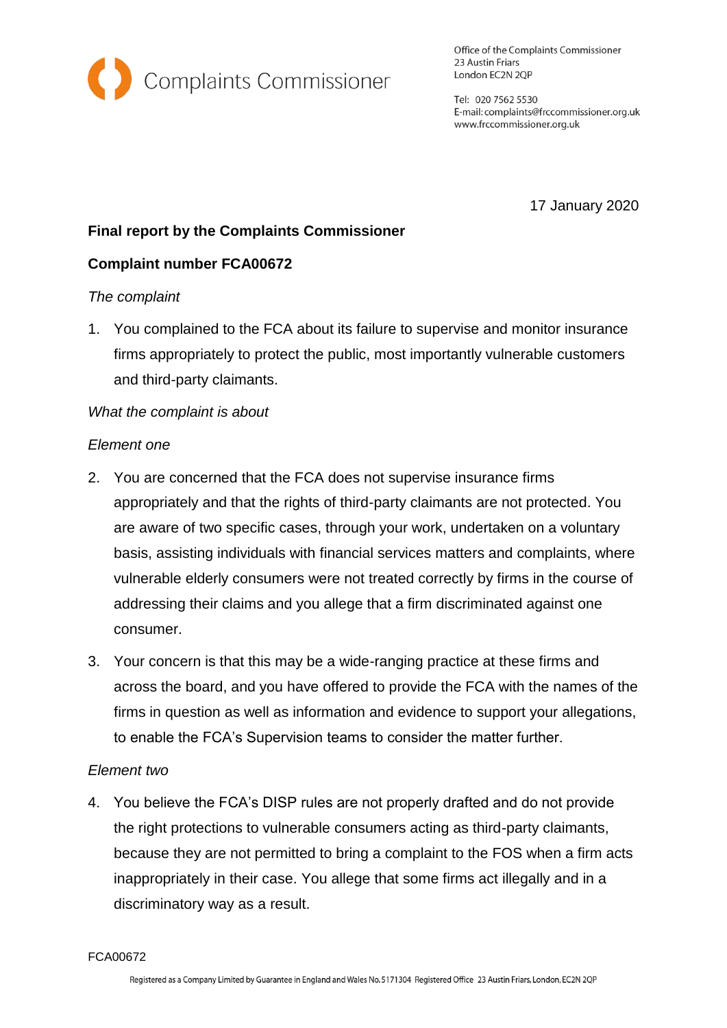Complaints Commissioner

Office of the Complaints Commissioner
23 Austin Friars
London EC2N 2QP

Tel: 020 7562 5530
E-mail: complaints@frccommissioner.org.uk
www.frccommissioner.org.uk

17 January 2020

**Final report by the Complaints Commissioner**

**Complaint number FCA00672**

*The complaint*

1. You complained to the FCA about its failure to supervise and monitor insurance firms appropriately to protect the public, most importantly vulnerable customers and third-party claimants.

*What the complaint is about*

*Element one*

2. You are concerned that the FCA does not supervise insurance firms appropriately and that the rights of third-party claimants are not protected. You are aware of two specific cases, through your work, undertaken on a voluntary basis, assisting individuals with financial services matters and complaints, where vulnerable elderly consumers were not treated correctly by firms in the course of addressing their claims and you allege that a firm discriminated against one consumer.

3. Your concern is that this may be a wide-ranging practice at these firms and across the board, and you have offered to provide the FCA with the names of the firms in question as well as information and evidence to support your allegations, to enable the FCA's Supervision teams to consider the matter further.

*Element two*

4. You believe the FCA's DISP rules are not properly drafted and do not provide the right protections to vulnerable consumers acting as third-party claimants, because they are not permitted to bring a complaint to the FOS when a firm acts inappropriately in their case. You allege that some firms act illegally and in a discriminatory way as a result.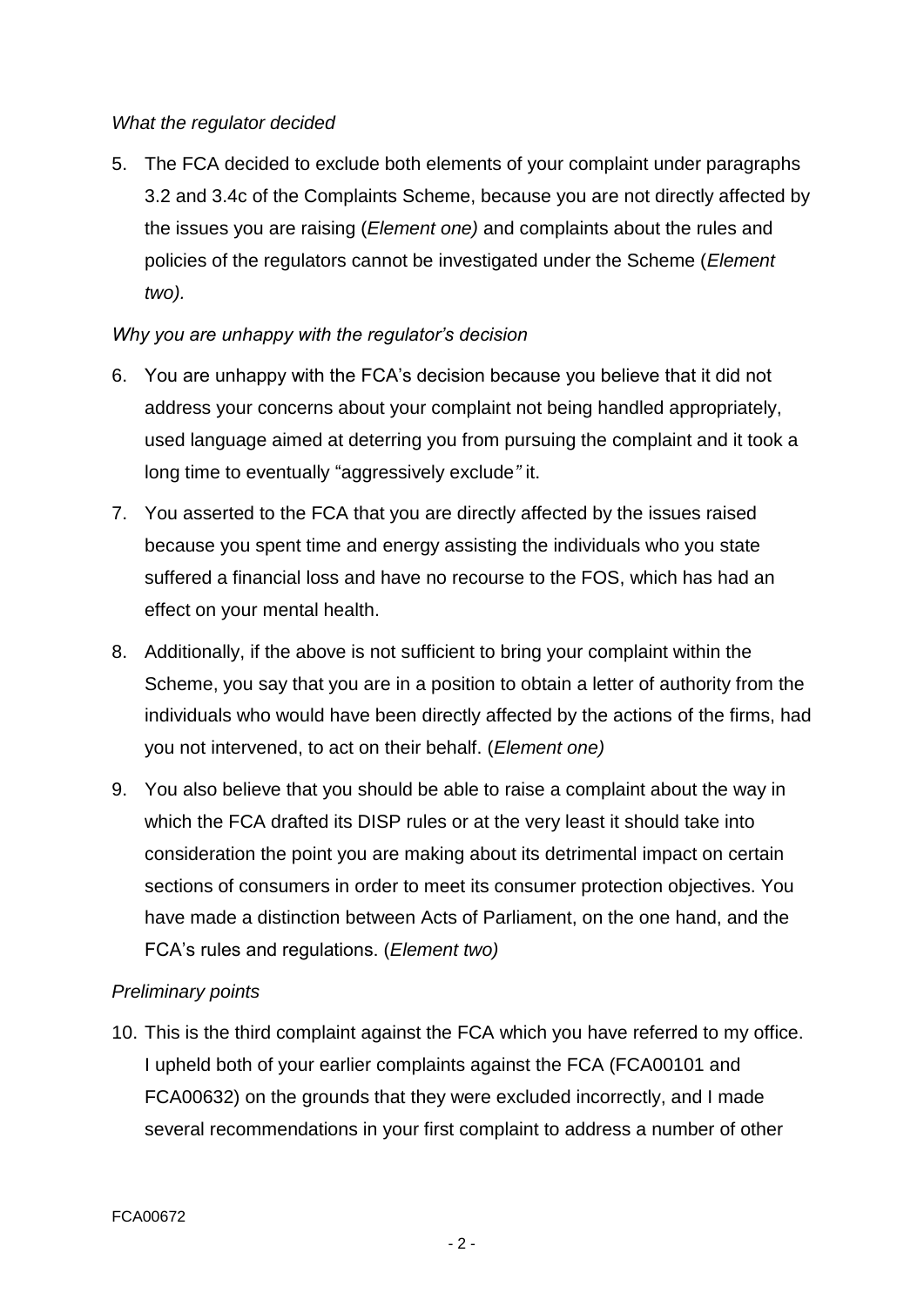*What the regulator decided*

5. The FCA decided to exclude both elements of your complaint under paragraphs 3.2 and 3.4c of the Complaints Scheme, because you are not directly affected by the issues you are raising (*Element one)* and complaints about the rules and policies of the regulators cannot be investigated under the Scheme (*Element two).*

*Why you are unhappy with the regulator's decision*

6. You are unhappy with the FCA's decision because you believe that it did not address your concerns about your complaint not being handled appropriately, used language aimed at deterring you from pursuing the complaint and it took a long time to eventually "aggressively exclude*"* it.

7. You asserted to the FCA that you are directly affected by the issues raised because you spent time and energy assisting the individuals who you state suffered a financial loss and have no recourse to the FOS, which has had an effect on your mental health.

8. Additionally, if the above is not sufficient to bring your complaint within the Scheme, you say that you are in a position to obtain a letter of authority from the individuals who would have been directly affected by the actions of the firms, had you not intervened, to act on their behalf. (*Element one)*

9. You also believe that you should be able to raise a complaint about the way in which the FCA drafted its DISP rules or at the very least it should take into consideration the point you are making about its detrimental impact on certain sections of consumers in order to meet its consumer protection objectives. You have made a distinction between Acts of Parliament, on the one hand, and the FCA's rules and regulations. (*Element two)*

*Preliminary points*

10. This is the third complaint against the FCA which you have referred to my office. I upheld both of your earlier complaints against the FCA (FCA00101 and FCA00632) on the grounds that they were excluded incorrectly, and I made several recommendations in your first complaint to address a number of other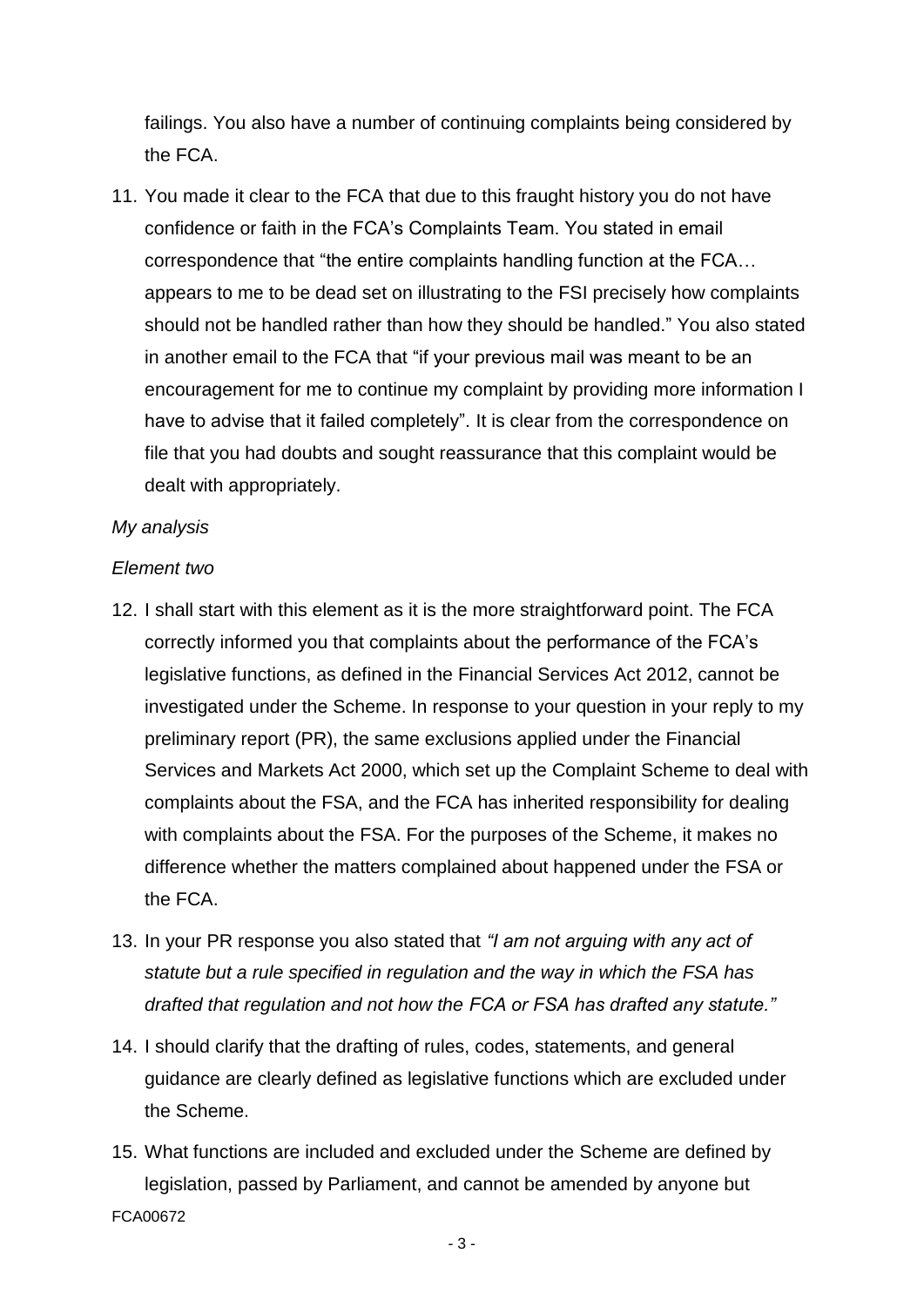failings. You also have a number of continuing complaints being considered by the FCA.

11. You made it clear to the FCA that due to this fraught history you do not have confidence or faith in the FCA's Complaints Team. You stated in email correspondence that "the entire complaints handling function at the FCA… appears to me to be dead set on illustrating to the FSI precisely how complaints should not be handled rather than how they should be handled." You also stated in another email to the FCA that "if your previous mail was meant to be an encouragement for me to continue my complaint by providing more information I have to advise that it failed completely". It is clear from the correspondence on file that you had doubts and sought reassurance that this complaint would be dealt with appropriately.

*My analysis*

*Element two*

12. I shall start with this element as it is the more straightforward point. The FCA correctly informed you that complaints about the performance of the FCA's legislative functions, as defined in the Financial Services Act 2012, cannot be investigated under the Scheme. In response to your question in your reply to my preliminary report (PR), the same exclusions applied under the Financial Services and Markets Act 2000, which set up the Complaint Scheme to deal with complaints about the FSA, and the FCA has inherited responsibility for dealing with complaints about the FSA. For the purposes of the Scheme, it makes no difference whether the matters complained about happened under the FSA or the FCA.

13. In your PR response you also stated that *"I am not arguing with any act of statute but a rule specified in regulation and the way in which the FSA has drafted that regulation and not how the FCA or FSA has drafted any statute."*

14. I should clarify that the drafting of rules, codes, statements, and general guidance are clearly defined as legislative functions which are excluded under the Scheme.

15. What functions are included and excluded under the Scheme are defined by legislation, passed by Parliament, and cannot be amended by anyone but

FCA00672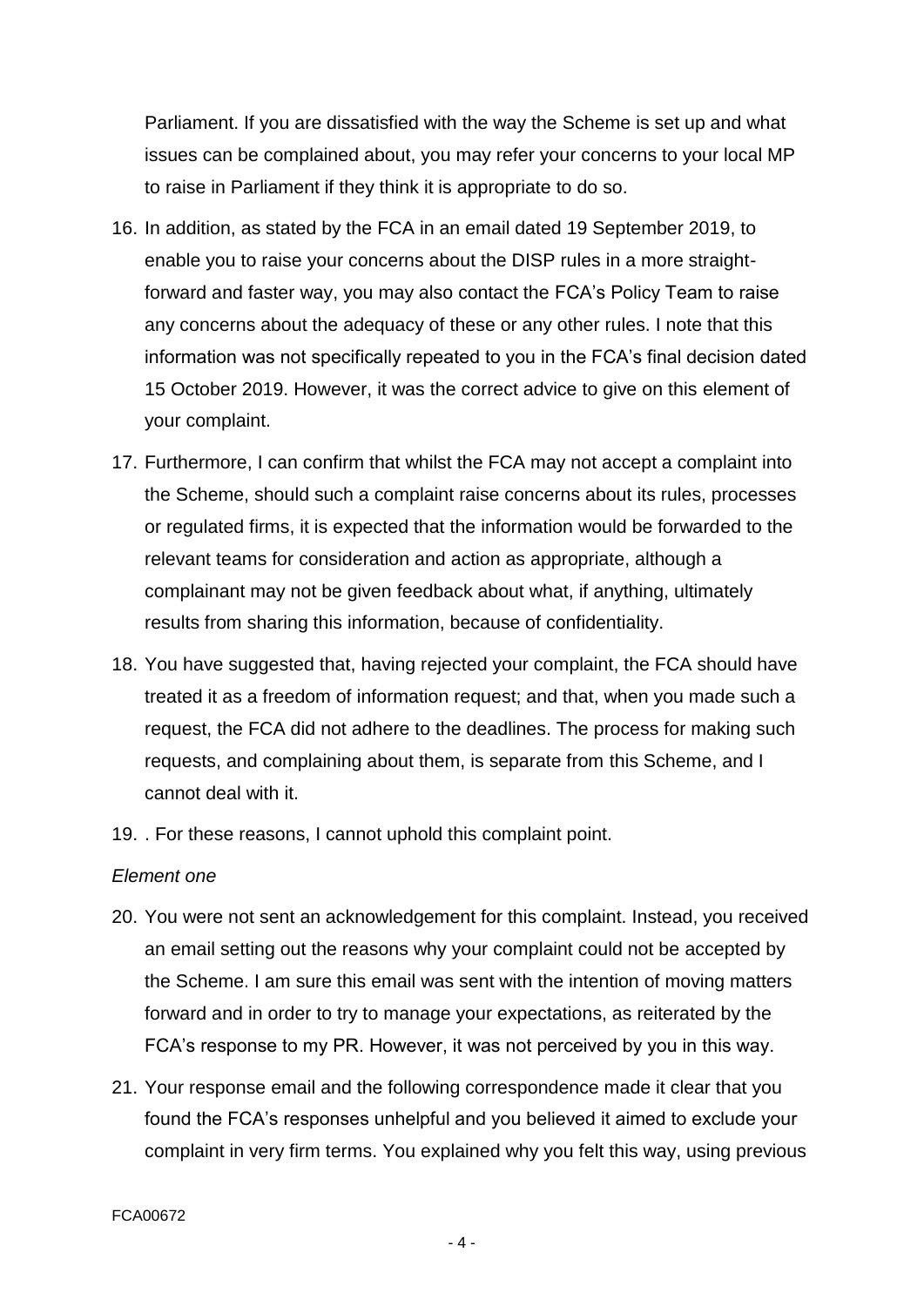Parliament. If you are dissatisfied with the way the Scheme is set up and what issues can be complained about, you may refer your concerns to your local MP to raise in Parliament if they think it is appropriate to do so.

16. In addition, as stated by the FCA in an email dated 19 September 2019, to enable you to raise your concerns about the DISP rules in a more straight-forward and faster way, you may also contact the FCA's Policy Team to raise any concerns about the adequacy of these or any other rules. I note that this information was not specifically repeated to you in the FCA's final decision dated 15 October 2019. However, it was the correct advice to give on this element of your complaint.

17. Furthermore, I can confirm that whilst the FCA may not accept a complaint into the Scheme, should such a complaint raise concerns about its rules, processes or regulated firms, it is expected that the information would be forwarded to the relevant teams for consideration and action as appropriate, although a complainant may not be given feedback about what, if anything, ultimately results from sharing this information, because of confidentiality.

18. You have suggested that, having rejected your complaint, the FCA should have treated it as a freedom of information request; and that, when you made such a request, the FCA did not adhere to the deadlines. The process for making such requests, and complaining about them, is separate from this Scheme, and I cannot deal with it.

19. . For these reasons, I cannot uphold this complaint point.

*Element one*

20. You were not sent an acknowledgement for this complaint. Instead, you received an email setting out the reasons why your complaint could not be accepted by the Scheme. I am sure this email was sent with the intention of moving matters forward and in order to try to manage your expectations, as reiterated by the FCA's response to my PR. However, it was not perceived by you in this way.

21. Your response email and the following correspondence made it clear that you found the FCA's responses unhelpful and you believed it aimed to exclude your complaint in very firm terms. You explained why you felt this way, using previous

FCA00672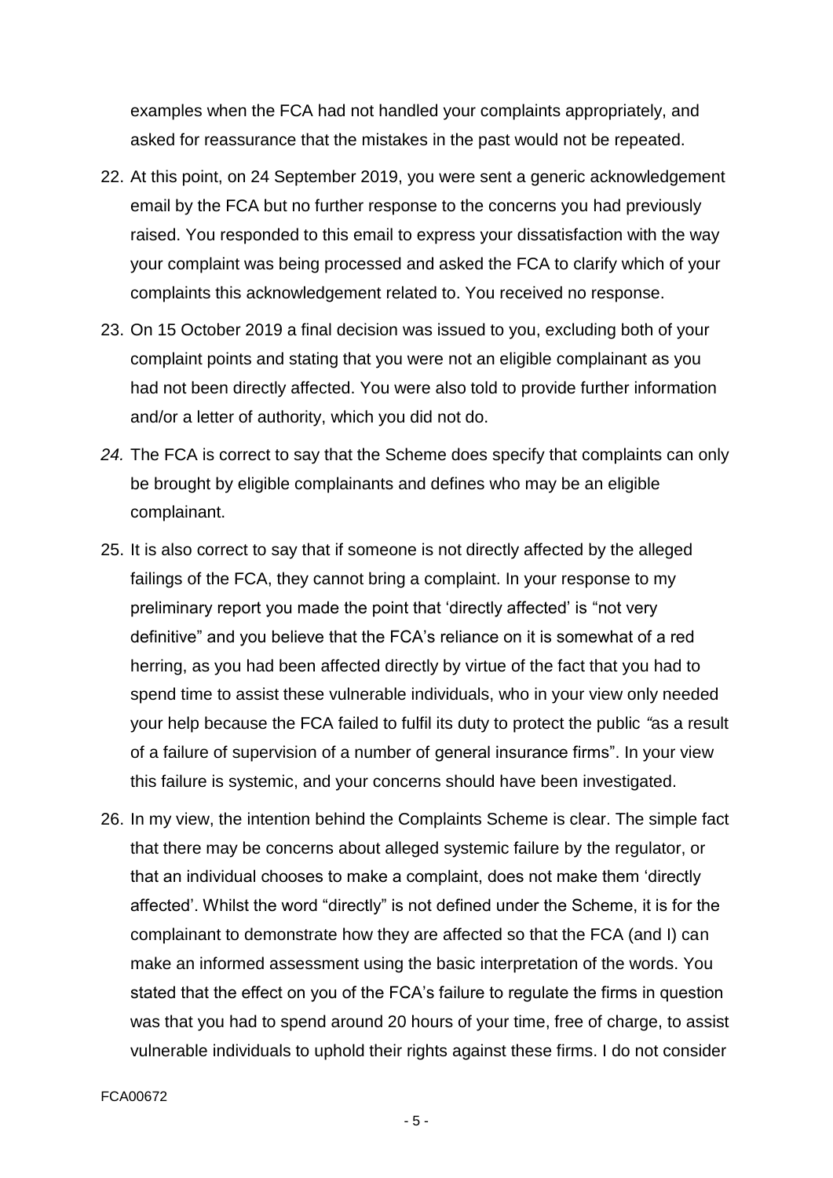examples when the FCA had not handled your complaints appropriately, and asked for reassurance that the mistakes in the past would not be repeated.

22. At this point, on 24 September 2019, you were sent a generic acknowledgement email by the FCA but no further response to the concerns you had previously raised. You responded to this email to express your dissatisfaction with the way your complaint was being processed and asked the FCA to clarify which of your complaints this acknowledgement related to. You received no response.

23. On 15 October 2019 a final decision was issued to you, excluding both of your complaint points and stating that you were not an eligible complainant as you had not been directly affected. You were also told to provide further information and/or a letter of authority, which you did not do.

*24.* The FCA is correct to say that the Scheme does specify that complaints can only be brought by eligible complainants and defines who may be an eligible complainant.

25. It is also correct to say that if someone is not directly affected by the alleged failings of the FCA, they cannot bring a complaint. In your response to my preliminary report you made the point that 'directly affected' is "not very definitive" and you believe that the FCA's reliance on it is somewhat of a red herring, as you had been affected directly by virtue of the fact that you had to spend time to assist these vulnerable individuals, who in your view only needed your help because the FCA failed to fulfil its duty to protect the public *"*as a result of a failure of supervision of a number of general insurance firms". In your view this failure is systemic, and your concerns should have been investigated.

26. In my view, the intention behind the Complaints Scheme is clear. The simple fact that there may be concerns about alleged systemic failure by the regulator, or that an individual chooses to make a complaint, does not make them 'directly affected'. Whilst the word "directly" is not defined under the Scheme, it is for the complainant to demonstrate how they are affected so that the FCA (and I) can make an informed assessment using the basic interpretation of the words. You stated that the effect on you of the FCA's failure to regulate the firms in question was that you had to spend around 20 hours of your time, free of charge, to assist vulnerable individuals to uphold their rights against these firms. I do not consider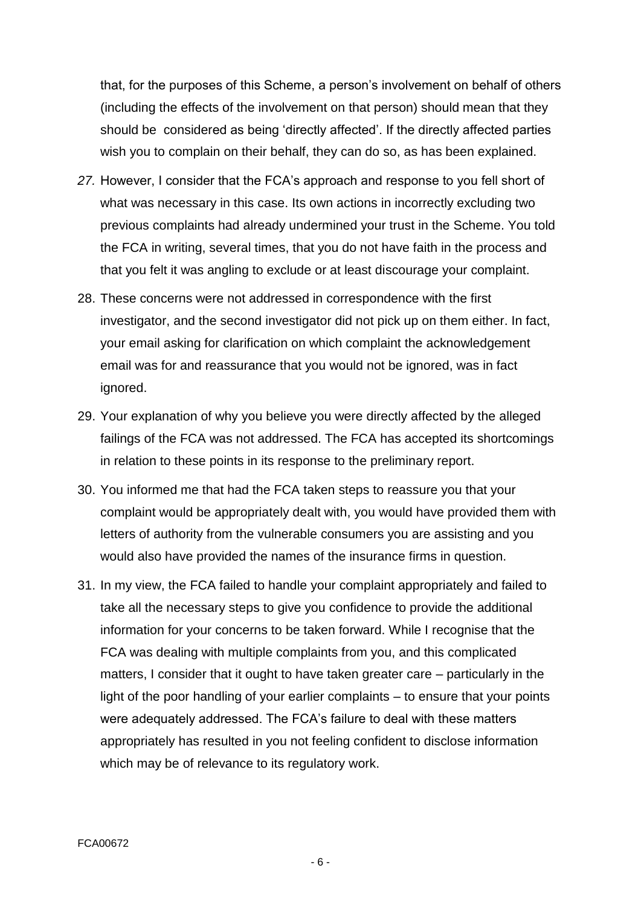that, for the purposes of this Scheme, a person's involvement on behalf of others (including the effects of the involvement on that person) should mean that they should be considered as being 'directly affected'. If the directly affected parties wish you to complain on their behalf, they can do so, as has been explained.

27. However, I consider that the FCA's approach and response to you fell short of what was necessary in this case. Its own actions in incorrectly excluding two previous complaints had already undermined your trust in the Scheme. You told the FCA in writing, several times, that you do not have faith in the process and that you felt it was angling to exclude or at least discourage your complaint.

28. These concerns were not addressed in correspondence with the first investigator, and the second investigator did not pick up on them either. In fact, your email asking for clarification on which complaint the acknowledgement email was for and reassurance that you would not be ignored, was in fact ignored.

29. Your explanation of why you believe you were directly affected by the alleged failings of the FCA was not addressed. The FCA has accepted its shortcomings in relation to these points in its response to the preliminary report.

30. You informed me that had the FCA taken steps to reassure you that your complaint would be appropriately dealt with, you would have provided them with letters of authority from the vulnerable consumers you are assisting and you would also have provided the names of the insurance firms in question.

31. In my view, the FCA failed to handle your complaint appropriately and failed to take all the necessary steps to give you confidence to provide the additional information for your concerns to be taken forward. While I recognise that the FCA was dealing with multiple complaints from you, and this complicated matters, I consider that it ought to have taken greater care – particularly in the light of the poor handling of your earlier complaints – to ensure that your points were adequately addressed. The FCA's failure to deal with these matters appropriately has resulted in you not feeling confident to disclose information which may be of relevance to its regulatory work.

FCA00672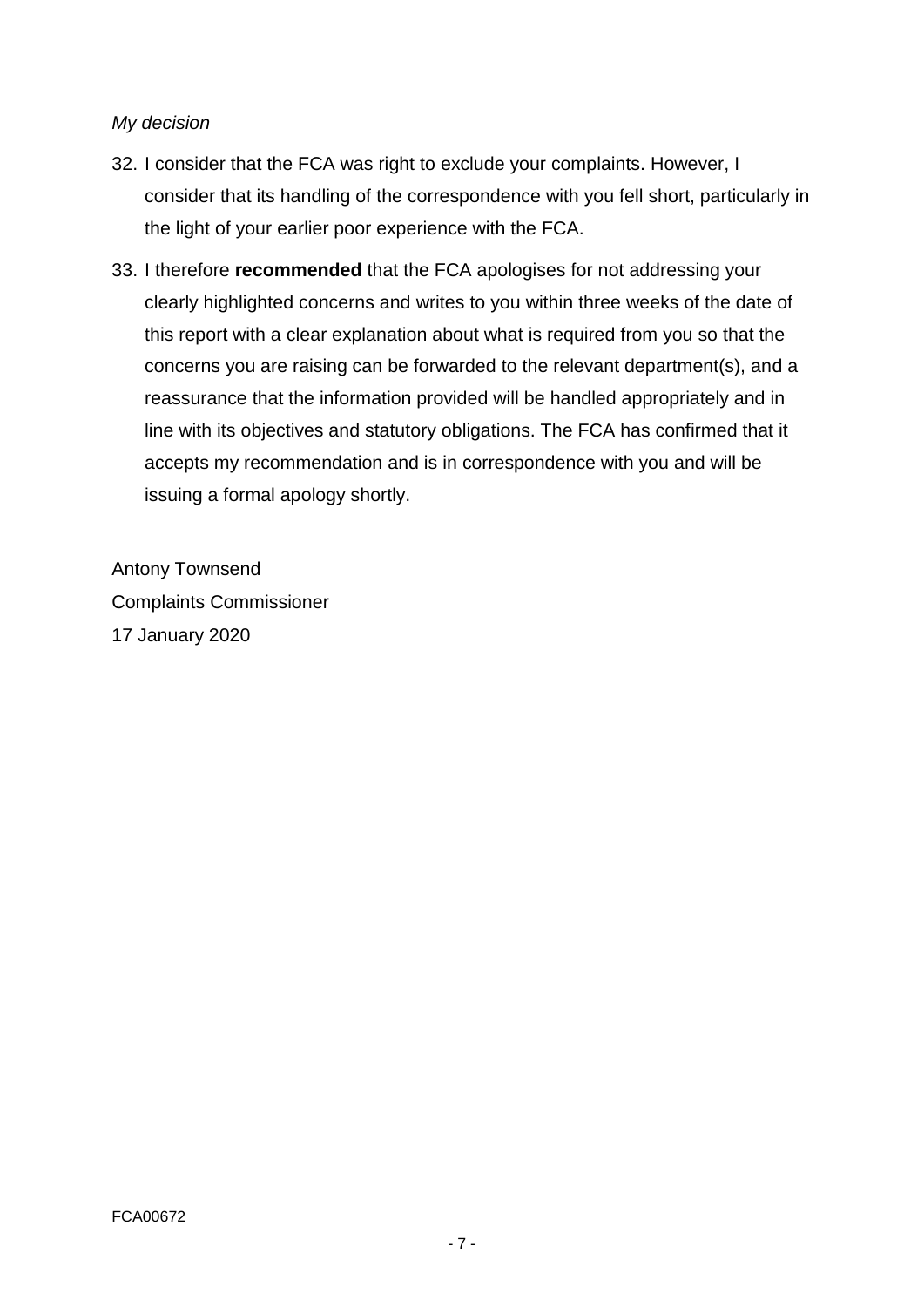*My decision*

32. I consider that the FCA was right to exclude your complaints. However, I consider that its handling of the correspondence with you fell short, particularly in the light of your earlier poor experience with the FCA.

33. I therefore **recommended** that the FCA apologises for not addressing your clearly highlighted concerns and writes to you within three weeks of the date of this report with a clear explanation about what is required from you so that the concerns you are raising can be forwarded to the relevant department(s), and a reassurance that the information provided will be handled appropriately and in line with its objectives and statutory obligations. The FCA has confirmed that it accepts my recommendation and is in correspondence with you and will be issuing a formal apology shortly.

Antony Townsend
Complaints Commissioner
17 January 2020

FCA00672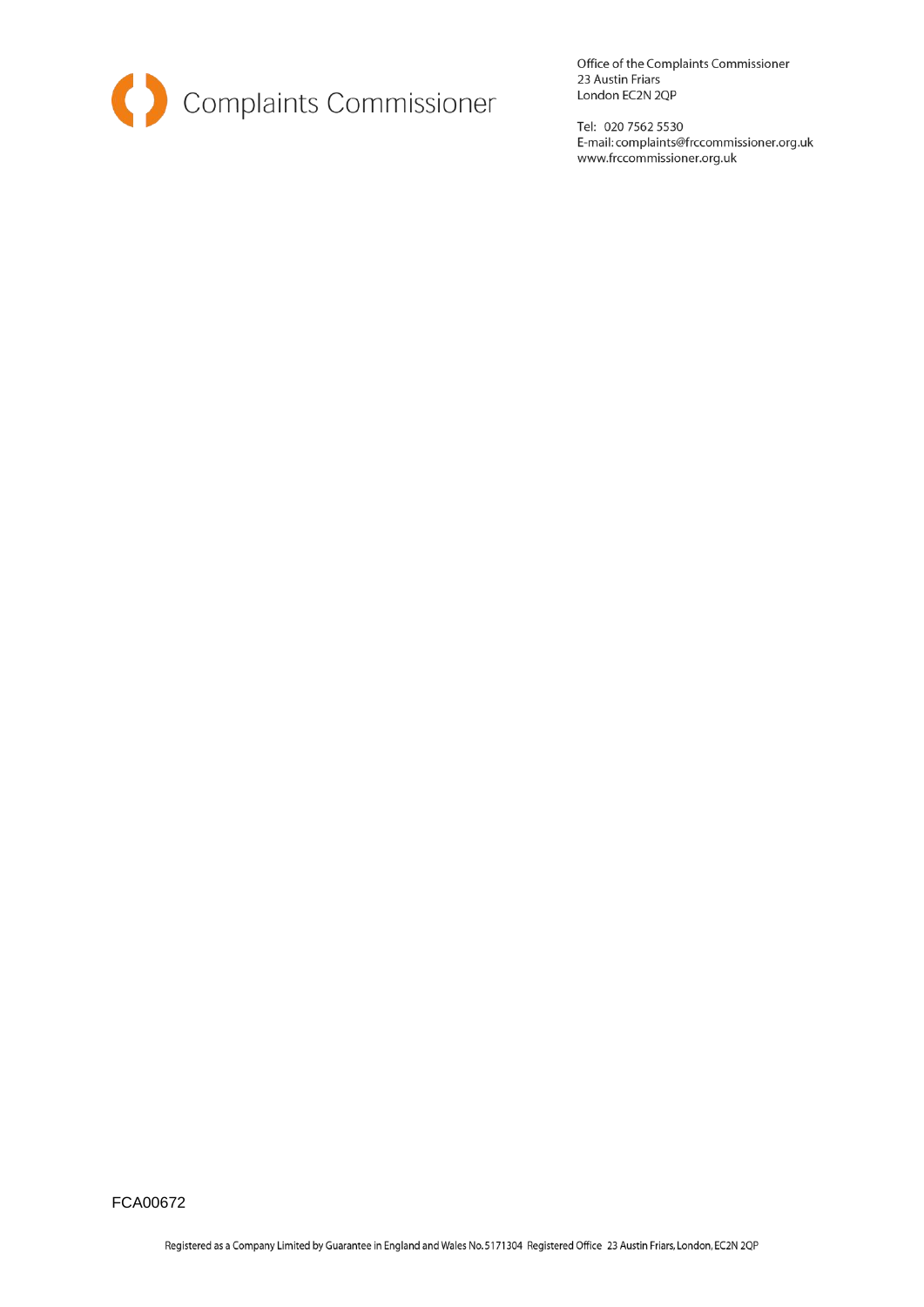Complaints Commissioner

Office of the Complaints Commissioner
23 Austin Friars
London EC2N 2QP

Tel: 020 7562 5530
E-mail: complaints@frccommissioner.org.uk
www.frccommissioner.org.uk

FCA00672

Registered as a Company Limited by Guarantee in England and Wales No. 5171304 Registered Office 23 Austin Friars, London, EC2N 2QP